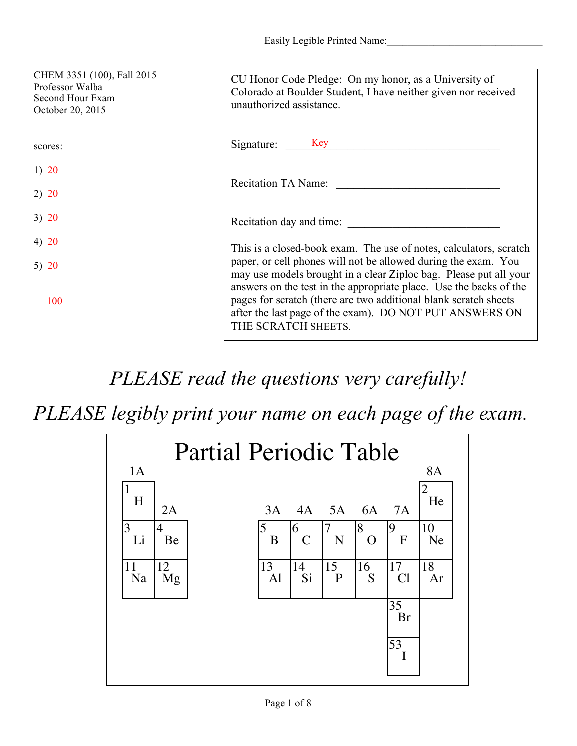Easily Legible Printed Name:______________________________

CHEM 3351 (100), Fall 2015
Professor Walba
Second Hour Exam
October 20, 2015

scores:

1) 20

2) 20

3) 20

4) 20

5) 20

______________
100

CU Honor Code Pledge: On my honor, as a University of Colorado at Boulder Student, I have neither given nor received unauthorized assistance.

Signature: Key

Recitation TA Name: ______________________________

Recitation day and time: ______________________________

This is a closed-book exam. The use of notes, calculators, scratch paper, or cell phones will not be allowed during the exam. You may use models brought in a clear Ziploc bag. Please put all your answers on the test in the appropriate place. Use the backs of the pages for scratch (there are two additional blank scratch sheets after the last page of the exam). DO NOT PUT ANSWERS ON THE SCRATCH SHEETS.

*PLEASE read the questions very carefully!*

*PLEASE legibly print your name on each page of the exam.*

## Partial Periodic Table

| 1A | 2A | 3A | 4A | 5A | 6A | 7A | 8A |
|---|---|---|---|---|---|---|---|
| 1 H | | | | | | | 2 He |
| 3 Li | 4 Be | 5 B | 6 C | 7 N | 8 O | 9 F | 10 Ne |
| 11 Na | 12 Mg | 13 Al | 14 Si | 15 P | 16 S | 17 Cl | 18 Ar |
| | | | | | | 35 Br | |
| | | | | | | 53 I | |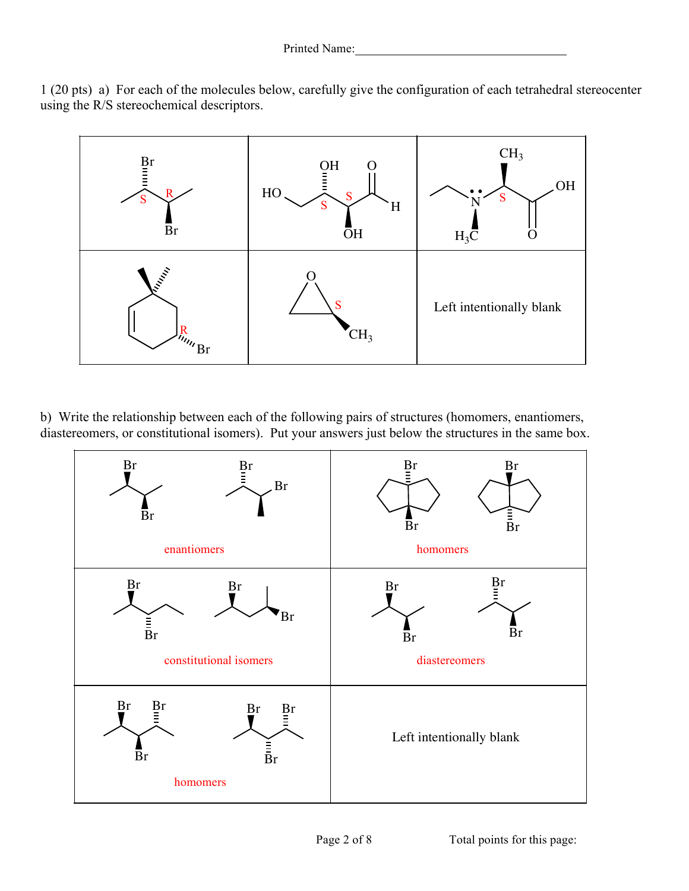Printed Name:___________________________________

1 (20 pts) a) For each of the molecules below, carefully give the configuration of each tetrahedral stereocenter using the R/S stereochemical descriptors.

| | | |
|---|---|---|
| Br, Br — S, R | HO, OH, O, H, OH — S, S | $CH_3$, OH, N, $H_3C$, O — S |
| Br — R | O, $CH_3$ — S | Left intentionally blank |

b) Write the relationship between each of the following pairs of structures (homomers, enantiomers, diastereomers, or constitutional isomers). Put your answers just below the structures in the same box.

| | |
|---|---|
| Br, Br / Br, Br — enantiomers | Br, Br / Br, Br — homomers |
| Br, Br / Br, Br — constitutional isomers | Br, Br / Br, Br — diastereomers |
| Br, Br, Br / Br, Br, Br — homomers | Left intentionally blank |

Total points for this page: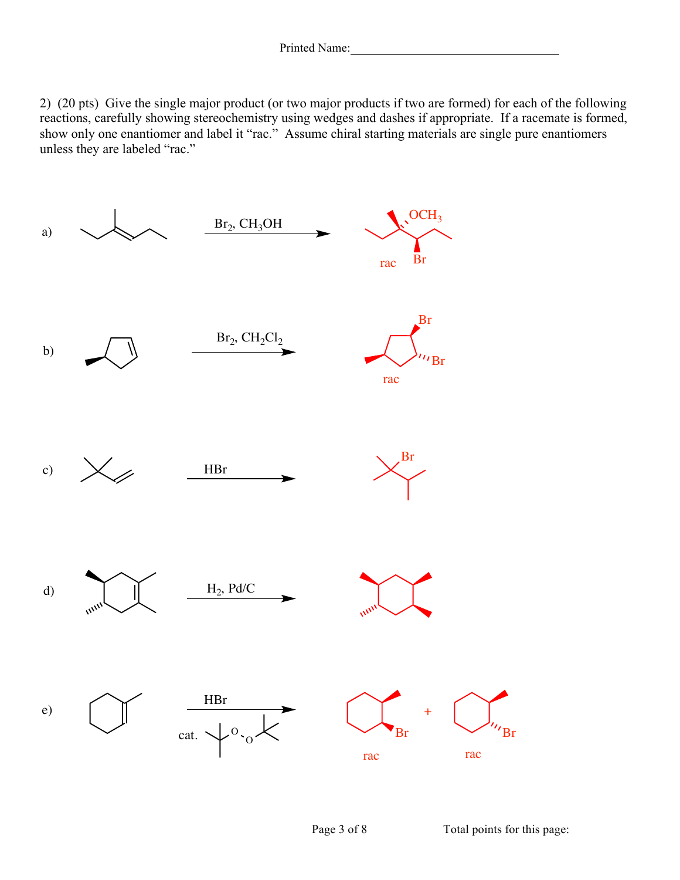Printed Name:_________________________________

2) (20 pts) Give the single major product (or two major products if two are formed) for each of the following reactions, carefully showing stereochemistry using wedges and dashes if appropriate. If a racemate is formed, show only one enantiomer and label it "rac." Assume chiral starting materials are single pure enantiomers unless they are labeled "rac."

a) $\xrightarrow{Br_2,\ CH_3OH}$ $OCH_3$, Br, rac

b) $\xrightarrow{Br_2,\ CH_2Cl_2}$ Br, Br, rac

c) $\xrightarrow{HBr}$ Br

d) $\xrightarrow{H_2,\ Pd/C}$

e) $\xrightarrow[\text{cat.}]{HBr}$ Br, rac + Br, rac

Total points for this page: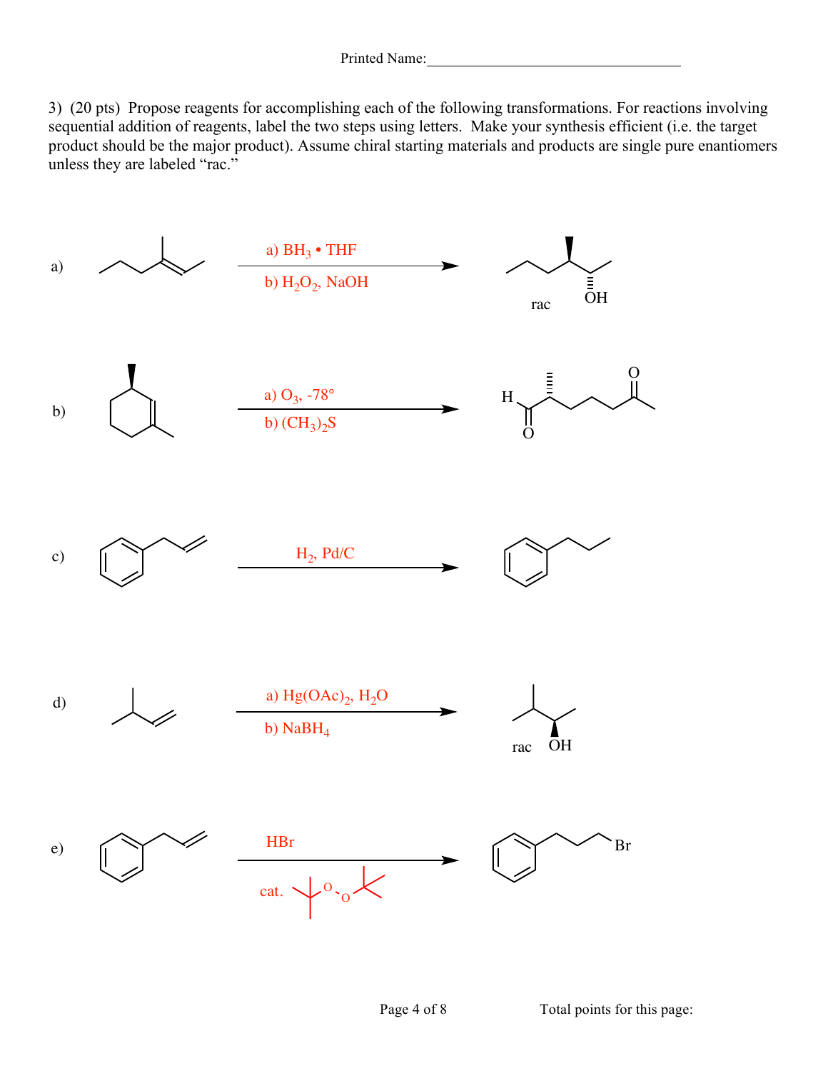Printed Name:_______________________________

3) (20 pts) Propose reagents for accomplishing each of the following transformations. For reactions involving sequential addition of reagents, label the two steps using letters. Make your synthesis efficient (i.e. the target product should be the major product). Assume chiral starting materials and products are single pure enantiomers unless they are labeled "rac."

a) a) $BH_3 \bullet THF$
b) $H_2O_2$, NaOH

rac OH

b) a) $O_3$, -78°
b) $(CH_3)_2S$

H O O

c) $H_2$, Pd/C

d) a) $Hg(OAc)_2$, $H_2O$
b) $NaBH_4$

rac OH

e) HBr
cat. O O

Br

Total points for this page: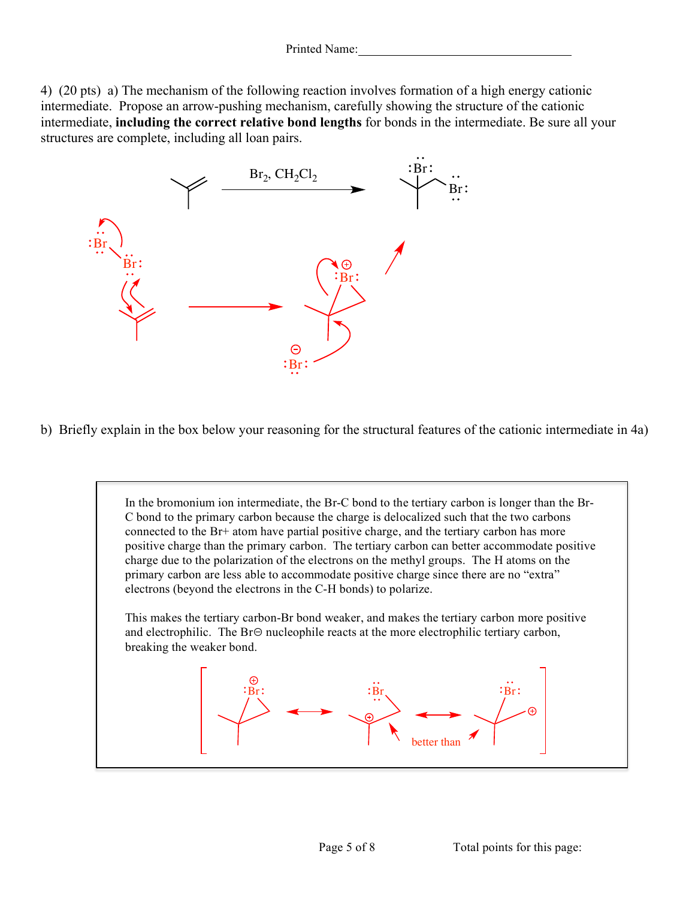Printed Name:\_\_\_\_\_\_\_\_\_\_\_\_\_\_\_\_\_\_\_\_\_\_\_\_\_\_\_\_\_\_\_\_\_\_

4) (20 pts) a) The mechanism of the following reaction involves formation of a high energy cationic intermediate. Propose an arrow-pushing mechanism, carefully showing the structure of the cationic intermediate, **including the correct relative bond lengths** for bonds in the intermediate. Be sure all your structures are complete, including all loan pairs.

$Br_2$, $CH_2Cl_2$

b) Briefly explain in the box below your reasoning for the structural features of the cationic intermediate in 4a)

In the bromonium ion intermediate, the Br-C bond to the tertiary carbon is longer than the Br-C bond to the primary carbon because the charge is delocalized such that the two carbons connected to the Br+ atom have partial positive charge, and the tertiary carbon has more positive charge than the primary carbon. The tertiary carbon can better accommodate positive charge due to the polarization of the electrons on the methyl groups. The H atoms on the primary carbon are less able to accommodate positive charge since there are no "extra" electrons (beyond the electrons in the C-H bonds) to polarize.

This makes the tertiary carbon-Br bond weaker, and makes the tertiary carbon more positive and electrophilic. The Br⊖ nucleophile reacts at the more electrophilic tertiary carbon, breaking the weaker bond.

better than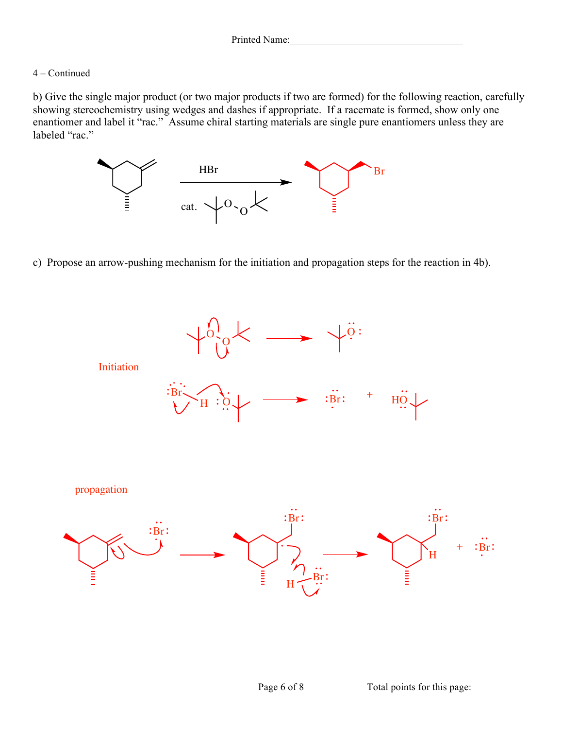Printed Name:________________________________

4 – Continued

b) Give the single major product (or two major products if two are formed) for the following reaction, carefully showing stereochemistry using wedges and dashes if appropriate. If a racemate is formed, show only one enantiomer and label it "rac." Assume chiral starting materials are single pure enantiomers unless they are labeled "rac."

HBr

cat. (t-BuO)$_2$

Br

c) Propose an arrow-pushing mechanism for the initiation and propagation steps for the reaction in 4b).

Initiation

:Br: + HO

propagation

:Br:

H

Br:

H

+ :Br:

Total points for this page: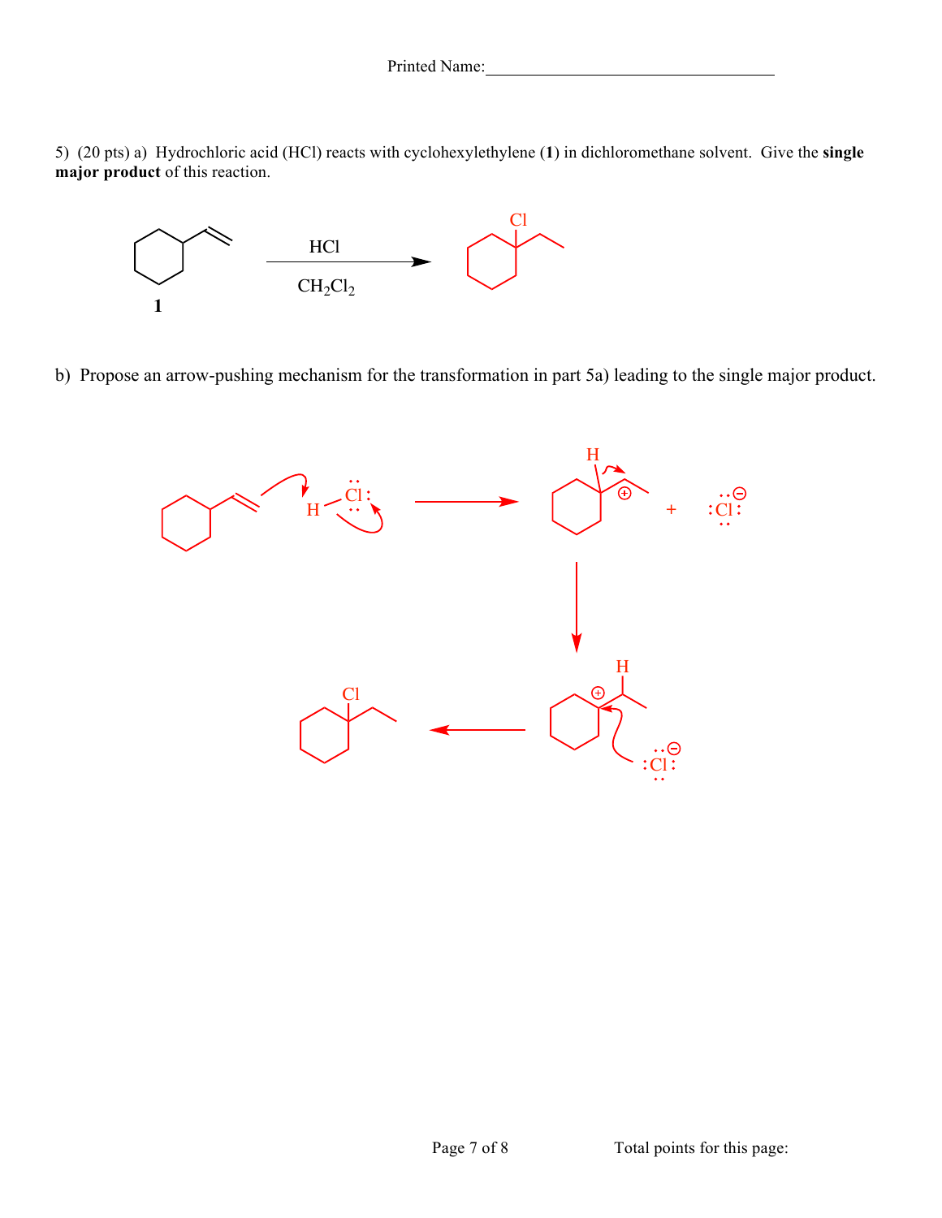Printed Name:\_\_\_\_\_\_\_\_\_\_\_\_\_\_\_\_\_\_\_\_\_\_\_\_\_\_\_\_\_\_\_\_\_\_\_

5) (20 pts) a) Hydrochloric acid (HCl) reacts with cyclohexylethylene (**1**) in dichloromethane solvent. Give the **single major product** of this reaction.

**1** $\xrightarrow[CH_2Cl_2]{HCl}$ (product: Cl)

b) Propose an arrow-pushing mechanism for the transformation in part 5a) leading to the single major product.

H–Cl → H, ⊕ + :Cl:⊖ → H, ⊕, :Cl:⊖ → Cl

Total points for this page: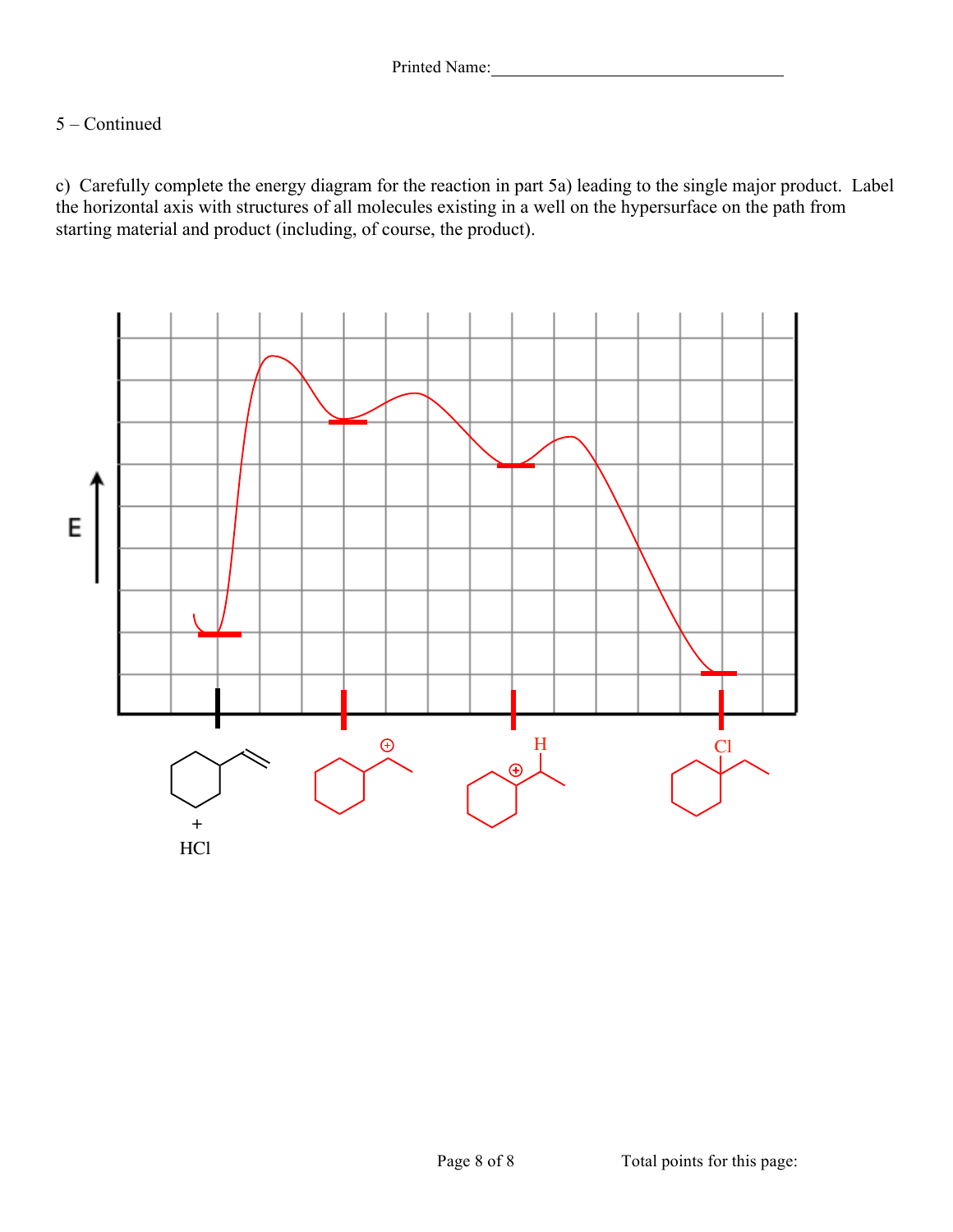5 – Continued

c) Carefully complete the energy diagram for the reaction in part 5a) leading to the single major product. Label the horizontal axis with structures of all molecules existing in a well on the hypersurface on the path from starting material and product (including, of course, the product).

E

+

HCl

H

Cl